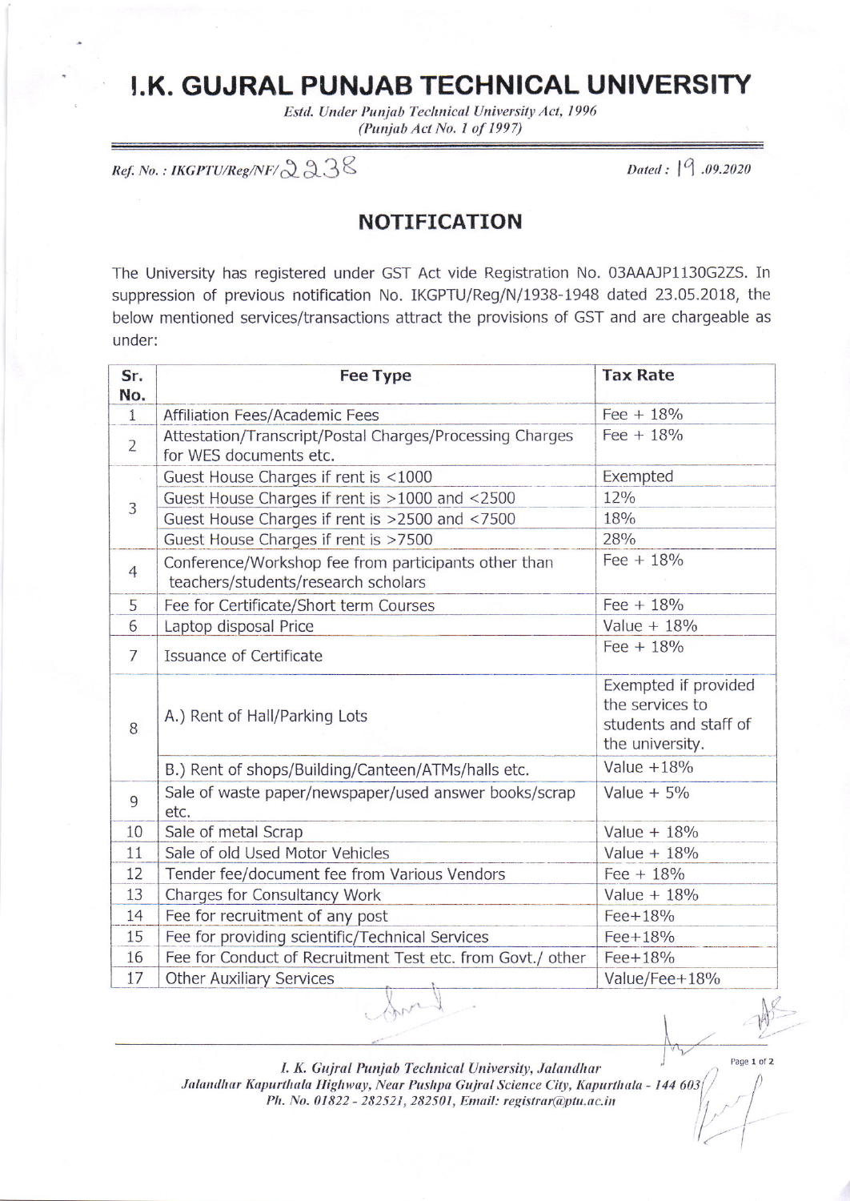# I.K. GUJRAL PUNJAB TECHNICAL UNIVERSITY

*Estd. Under Punjab Technical University Act, 1996*
*(Punjab Act No. 1 of 1997)*

*Ref. No. : IKGPTU/Reg/NF/ 2238* | *Dated : 19 .09.2020*

## NOTIFICATION

The University has registered under GST Act vide Registration No. 03AAAJP1130G2ZS. In suppression of previous notification No. IKGPTU/Reg/N/1938-1948 dated 23.05.2018, the below mentioned services/transactions attract the provisions of GST and are chargeable as under:

| Sr. No. | Fee Type | Tax Rate |
|---|---|---|
| 1 | Affiliation Fees/Academic Fees | Fee + 18% |
| 2 | Attestation/Transcript/Postal Charges/Processing Charges for WES documents etc. | Fee + 18% |
| 3 | Guest House Charges if rent is <1000 | Exempted |
| | Guest House Charges if rent is >1000 and <2500 | 12% |
| | Guest House Charges if rent is >2500 and <7500 | 18% |
| | Guest House Charges if rent is >7500 | 28% |
| 4 | Conference/Workshop fee from participants other than teachers/students/research scholars | Fee + 18% |
| 5 | Fee for Certificate/Short term Courses | Fee + 18% |
| 6 | Laptop disposal Price | Value + 18% |
| 7 | Issuance of Certificate | Fee + 18% |
| 8 | A.) Rent of Hall/Parking Lots | Exempted if provided the services to students and staff of the university. |
| | B.) Rent of shops/Building/Canteen/ATMs/halls etc. | Value +18% |
| 9 | Sale of waste paper/newspaper/used answer books/scrap etc. | Value + 5% |
| 10 | Sale of metal Scrap | Value + 18% |
| 11 | Sale of old Used Motor Vehicles | Value + 18% |
| 12 | Tender fee/document fee from Various Vendors | Fee + 18% |
| 13 | Charges for Consultancy Work | Value + 18% |
| 14 | Fee for recruitment of any post | Fee+18% |
| 15 | Fee for providing scientific/Technical Services | Fee+18% |
| 16 | Fee for Conduct of Recruitment Test etc. from Govt./ other | Fee+18% |
| 17 | Other Auxiliary Services | Value/Fee+18% |

*I. K. Gujral Punjab Technical University, Jalandhar*
*Jalandhar Kapurthala Highway, Near Pushpa Gujral Science City, Kapurthala - 144 603*
*Ph. No. 01822 - 282521, 282501, Email: registrar@ptu.ac.in*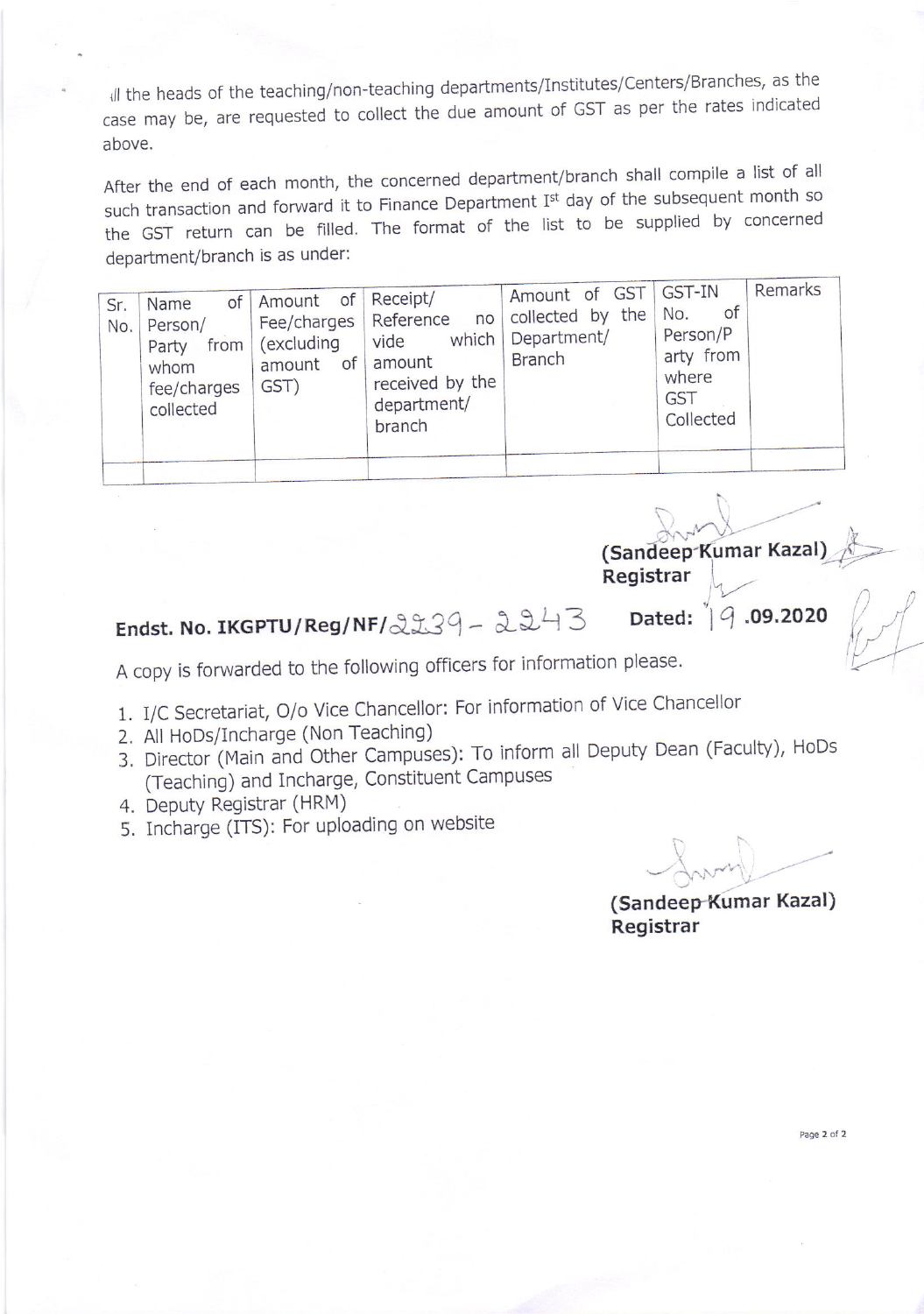All the heads of the teaching/non-teaching departments/Institutes/Centers/Branches, as the case may be, are requested to collect the due amount of GST as per the rates indicated above.

After the end of each month, the concerned department/branch shall compile a list of all such transaction and forward it to Finance Department I[st] day of the subsequent month so the GST return can be filled. The format of the list to be supplied by concerned department/branch is as under:

| Sr. No. | Name of Person/ Party from whom fee/charges collected | Amount of Fee/charges (excluding amount of GST) | Receipt/ Reference no vide which amount received by the department/ branch | Amount of GST collected by the Department/ Branch | GST-IN No. of Person/Party from where GST Collected | Remarks |
|---|---|---|---|---|---|---|
| | | | | | | |

**(Sandeep Kumar Kazal)**
**Registrar**

**Endst. No. IKGPTU/Reg/NF/2239 - 2243** **Dated: 19 .09.2020**

A copy is forwarded to the following officers for information please.

1. I/C Secretariat, O/o Vice Chancellor: For information of Vice Chancellor
2. All HoDs/Incharge (Non Teaching)
3. Director (Main and Other Campuses): To inform all Deputy Dean (Faculty), HoDs (Teaching) and Incharge, Constituent Campuses
4. Deputy Registrar (HRM)
5. Incharge (ITS): For uploading on website

**(Sandeep Kumar Kazal)**
**Registrar**